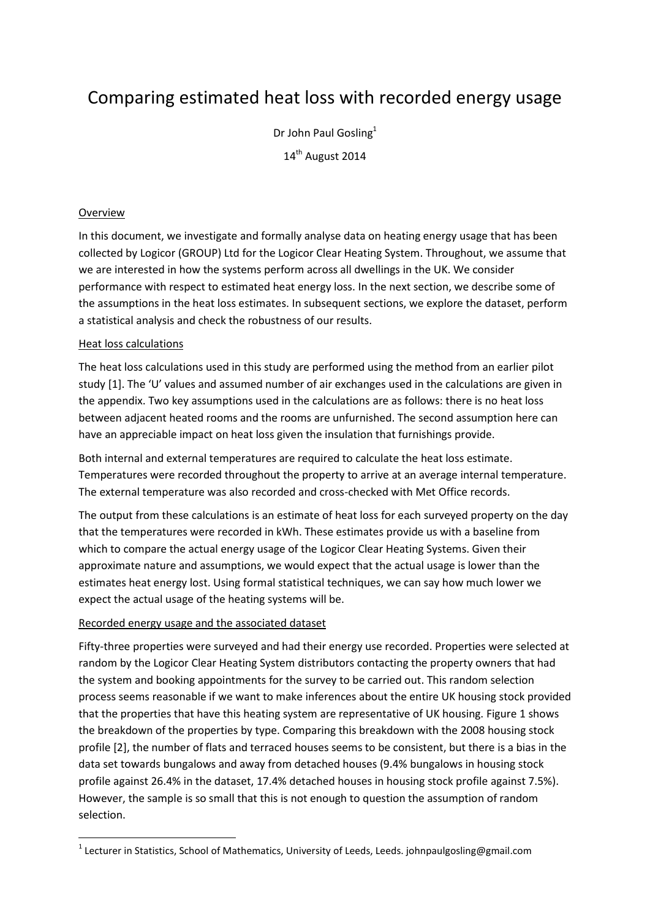# Comparing estimated heat loss with recorded energy usage

Dr John Paul Gosling[1]

14th August 2014

## Overview

In this document, we investigate and formally analyse data on heating energy usage that has been collected by Logicor (GROUP) Ltd for the Logicor Clear Heating System. Throughout, we assume that we are interested in how the systems perform across all dwellings in the UK. We consider performance with respect to estimated heat energy loss. In the next section, we describe some of the assumptions in the heat loss estimates. In subsequent sections, we explore the dataset, perform a statistical analysis and check the robustness of our results.

## Heat loss calculations

The heat loss calculations used in this study are performed using the method from an earlier pilot study [1]. The 'U' values and assumed number of air exchanges used in the calculations are given in the appendix. Two key assumptions used in the calculations are as follows: there is no heat loss between adjacent heated rooms and the rooms are unfurnished. The second assumption here can have an appreciable impact on heat loss given the insulation that furnishings provide.

Both internal and external temperatures are required to calculate the heat loss estimate. Temperatures were recorded throughout the property to arrive at an average internal temperature. The external temperature was also recorded and cross-checked with Met Office records.

The output from these calculations is an estimate of heat loss for each surveyed property on the day that the temperatures were recorded in kWh. These estimates provide us with a baseline from which to compare the actual energy usage of the Logicor Clear Heating Systems. Given their approximate nature and assumptions, we would expect that the actual usage is lower than the estimates heat energy lost. Using formal statistical techniques, we can say how much lower we expect the actual usage of the heating systems will be.

## Recorded energy usage and the associated dataset

Fifty-three properties were surveyed and had their energy use recorded. Properties were selected at random by the Logicor Clear Heating System distributors contacting the property owners that had the system and booking appointments for the survey to be carried out. This random selection process seems reasonable if we want to make inferences about the entire UK housing stock provided that the properties that have this heating system are representative of UK housing. Figure 1 shows the breakdown of the properties by type. Comparing this breakdown with the 2008 housing stock profile [2], the number of flats and terraced houses seems to be consistent, but there is a bias in the data set towards bungalows and away from detached houses (9.4% bungalows in housing stock profile against 26.4% in the dataset, 17.4% detached houses in housing stock profile against 7.5%). However, the sample is so small that this is not enough to question the assumption of random selection.

[1] Lecturer in Statistics, School of Mathematics, University of Leeds, Leeds. johnpaulgosling@gmail.com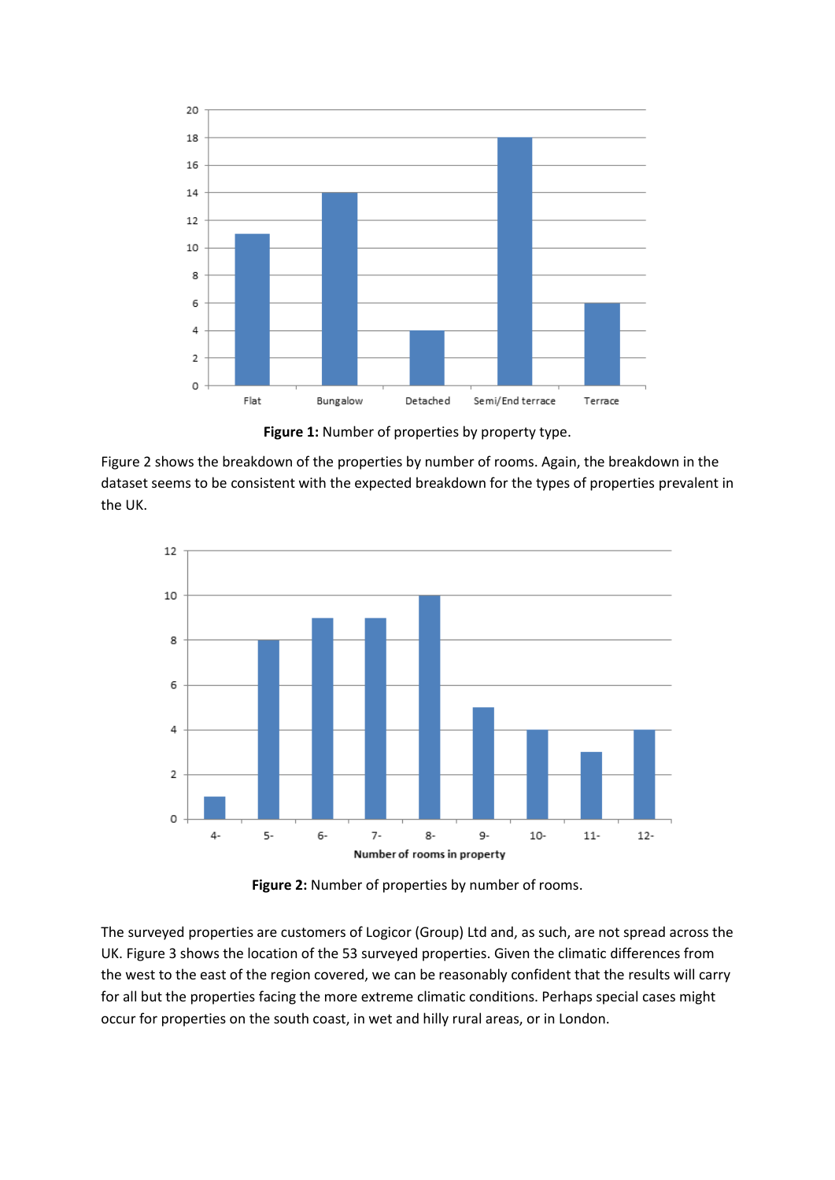**Figure 1:** Number of properties by property type.

Figure 2 shows the breakdown of the properties by number of rooms. Again, the breakdown in the dataset seems to be consistent with the expected breakdown for the types of properties prevalent in the UK.

**Figure 2:** Number of properties by number of rooms.

The surveyed properties are customers of Logicor (Group) Ltd and, as such, are not spread across the UK. Figure 3 shows the location of the 53 surveyed properties. Given the climatic differences from the west to the east of the region covered, we can be reasonably confident that the results will carry for all but the properties facing the more extreme climatic conditions. Perhaps special cases might occur for properties on the south coast, in wet and hilly rural areas, or in London.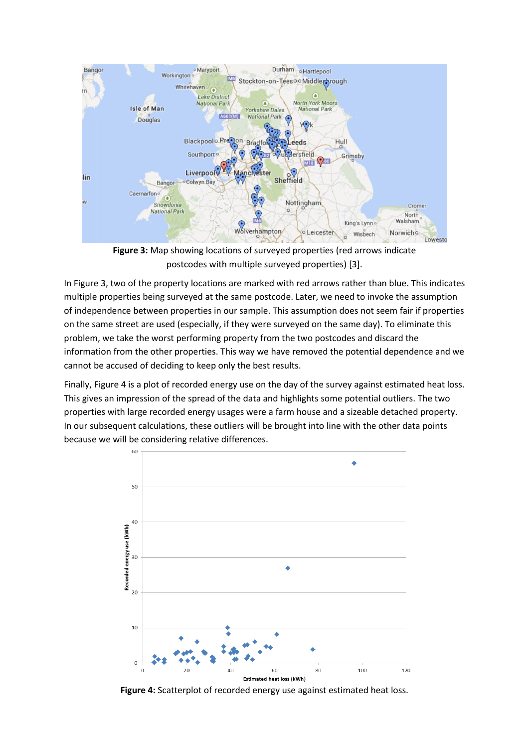**Figure 3:** Map showing locations of surveyed properties (red arrows indicate postcodes with multiple surveyed properties) [3].

In Figure 3, two of the property locations are marked with red arrows rather than blue. This indicates multiple properties being surveyed at the same postcode. Later, we need to invoke the assumption of independence between properties in our sample. This assumption does not seem fair if properties on the same street are used (especially, if they were surveyed on the same day). To eliminate this problem, we take the worst performing property from the two postcodes and discard the information from the other properties. This way we have removed the potential dependence and we cannot be accused of deciding to keep only the best results.

Finally, Figure 4 is a plot of recorded energy use on the day of the survey against estimated heat loss. This gives an impression of the spread of the data and highlights some potential outliers. The two properties with large recorded energy usages were a farm house and a sizeable detached property. In our subsequent calculations, these outliers will be brought into line with the other data points because we will be considering relative differences.

**Figure 4:** Scatterplot of recorded energy use against estimated heat loss.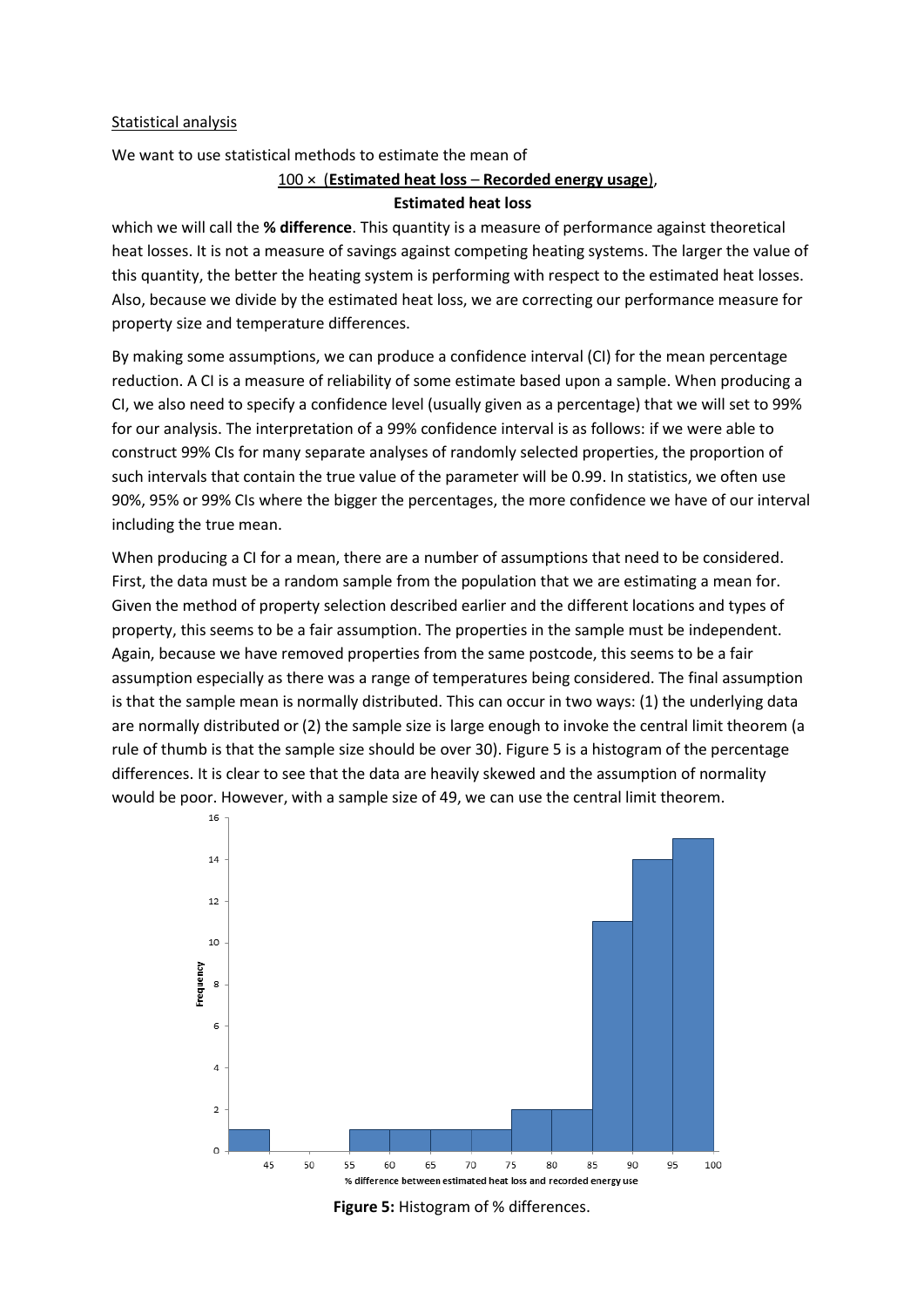Statistical analysis

We want to use statistical methods to estimate the mean of

$$\frac{100 \times (\textbf{Estimated heat loss} - \textbf{Recorded energy usage})}{\textbf{Estimated heat loss}},$$

which we will call the **% difference**. This quantity is a measure of performance against theoretical heat losses. It is not a measure of savings against competing heating systems. The larger the value of this quantity, the better the heating system is performing with respect to the estimated heat losses. Also, because we divide by the estimated heat loss, we are correcting our performance measure for property size and temperature differences.

By making some assumptions, we can produce a confidence interval (CI) for the mean percentage reduction. A CI is a measure of reliability of some estimate based upon a sample. When producing a CI, we also need to specify a confidence level (usually given as a percentage) that we will set to 99% for our analysis. The interpretation of a 99% confidence interval is as follows: if we were able to construct 99% CIs for many separate analyses of randomly selected properties, the proportion of such intervals that contain the true value of the parameter will be 0.99. In statistics, we often use 90%, 95% or 99% CIs where the bigger the percentages, the more confidence we have of our interval including the true mean.

When producing a CI for a mean, there are a number of assumptions that need to be considered. First, the data must be a random sample from the population that we are estimating a mean for. Given the method of property selection described earlier and the different locations and types of property, this seems to be a fair assumption. The properties in the sample must be independent. Again, because we have removed properties from the same postcode, this seems to be a fair assumption especially as there was a range of temperatures being considered. The final assumption is that the sample mean is normally distributed. This can occur in two ways: (1) the underlying data are normally distributed or (2) the sample size is large enough to invoke the central limit theorem (a rule of thumb is that the sample size should be over 30). Figure 5 is a histogram of the percentage differences. It is clear to see that the data are heavily skewed and the assumption of normality would be poor. However, with a sample size of 49, we can use the central limit theorem.

**Figure 5:** Histogram of % differences.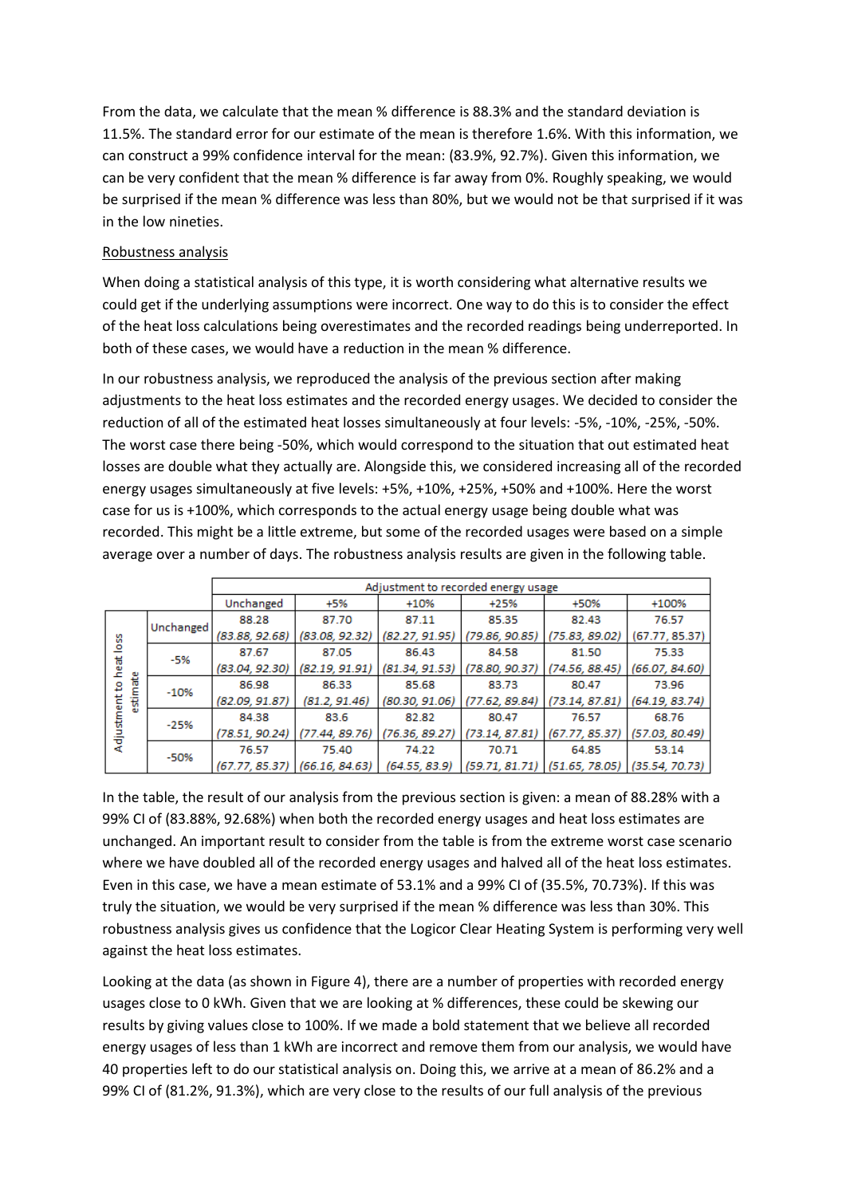From the data, we calculate that the mean % difference is 88.3% and the standard deviation is 11.5%. The standard error for our estimate of the mean is therefore 1.6%. With this information, we can construct a 99% confidence interval for the mean: (83.9%, 92.7%). Given this information, we can be very confident that the mean % difference is far away from 0%. Roughly speaking, we would be surprised if the mean % difference was less than 80%, but we would not be that surprised if it was in the low nineties.

## Robustness analysis

When doing a statistical analysis of this type, it is worth considering what alternative results we could get if the underlying assumptions were incorrect. One way to do this is to consider the effect of the heat loss calculations being overestimates and the recorded readings being underreported. In both of these cases, we would have a reduction in the mean % difference.

In our robustness analysis, we reproduced the analysis of the previous section after making adjustments to the heat loss estimates and the recorded energy usages. We decided to consider the reduction of all of the estimated heat losses simultaneously at four levels: -5%, -10%, -25%, -50%. The worst case there being -50%, which would correspond to the situation that out estimated heat losses are double what they actually are. Alongside this, we considered increasing all of the recorded energy usages simultaneously at five levels: +5%, +10%, +25%, +50% and +100%. Here the worst case for us is +100%, which corresponds to the actual energy usage being double what was recorded. This might be a little extreme, but some of the recorded usages were based on a simple average over a number of days. The robustness analysis results are given in the following table.

| | | Adjustment to recorded energy usage | | | | | |
|---|---|---|---|---|---|---|---|
| | | Unchanged | +5% | +10% | +25% | +50% | +100% |
| Adjustment to heat loss estimate | Unchanged | 88.28 *(83.88, 92.68)* | 87.70 *(83.08, 92.32)* | 87.11 *(82.27, 91.95)* | 85.35 *(79.86, 90.85)* | 82.43 *(75.83, 89.02)* | 76.57 *(67.77, 85.37)* |
| | -5% | 87.67 *(83.04, 92.30)* | 87.05 *(82.19, 91.91)* | 86.43 *(81.34, 91.53)* | 84.58 *(78.80, 90.37)* | 81.50 *(74.56, 88.45)* | 75.33 *(66.07, 84.60)* |
| | -10% | 86.98 *(82.09, 91.87)* | 86.33 *(81.2, 91.46)* | 85.68 *(80.30, 91.06)* | 83.73 *(77.62, 89.84)* | 80.47 *(73.14, 87.81)* | 73.96 *(64.19, 83.74)* |
| | -25% | 84.38 *(78.51, 90.24)* | 83.6 *(77.44, 89.76)* | 82.82 *(76.36, 89.27)* | 80.47 *(73.14, 87.81)* | 76.57 *(67.77, 85.37)* | 68.76 *(57.03, 80.49)* |
| | -50% | 76.57 *(67.77, 85.37)* | 75.40 *(66.16, 84.63)* | 74.22 *(64.55, 83.9)* | 70.71 *(59.71, 81.71)* | 64.85 *(51.65, 78.05)* | 53.14 *(35.54, 70.73)* |

In the table, the result of our analysis from the previous section is given: a mean of 88.28% with a 99% CI of (83.88%, 92.68%) when both the recorded energy usages and heat loss estimates are unchanged. An important result to consider from the table is from the extreme worst case scenario where we have doubled all of the recorded energy usages and halved all of the heat loss estimates. Even in this case, we have a mean estimate of 53.1% and a 99% CI of (35.5%, 70.73%). If this was truly the situation, we would be very surprised if the mean % difference was less than 30%. This robustness analysis gives us confidence that the Logicor Clear Heating System is performing very well against the heat loss estimates.

Looking at the data (as shown in Figure 4), there are a number of properties with recorded energy usages close to 0 kWh. Given that we are looking at % differences, these could be skewing our results by giving values close to 100%. If we made a bold statement that we believe all recorded energy usages of less than 1 kWh are incorrect and remove them from our analysis, we would have 40 properties left to do our statistical analysis on. Doing this, we arrive at a mean of 86.2% and a 99% CI of (81.2%, 91.3%), which are very close to the results of our full analysis of the previous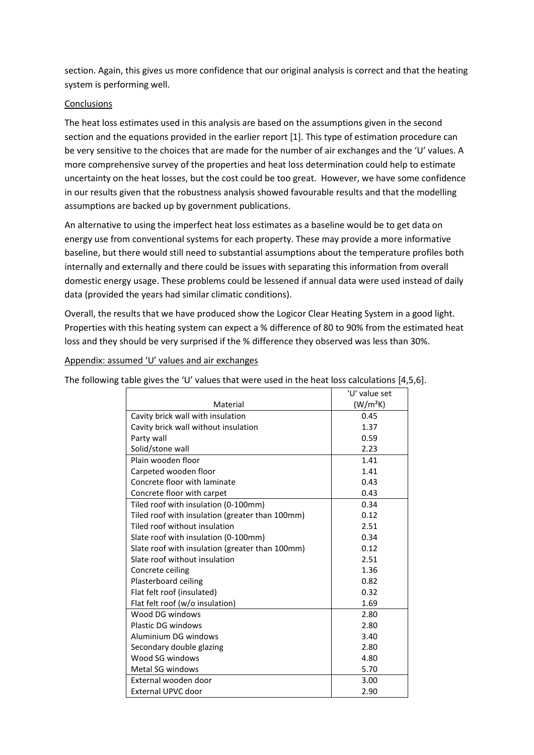section. Again, this gives us more confidence that our original analysis is correct and that the heating system is performing well.

## Conclusions

The heat loss estimates used in this analysis are based on the assumptions given in the second section and the equations provided in the earlier report [1]. This type of estimation procedure can be very sensitive to the choices that are made for the number of air exchanges and the 'U' values. A more comprehensive survey of the properties and heat loss determination could help to estimate uncertainty on the heat losses, but the cost could be too great. However, we have some confidence in our results given that the robustness analysis showed favourable results and that the modelling assumptions are backed up by government publications.

An alternative to using the imperfect heat loss estimates as a baseline would be to get data on energy use from conventional systems for each property. These may provide a more informative baseline, but there would still need to substantial assumptions about the temperature profiles both internally and externally and there could be issues with separating this information from overall domestic energy usage. These problems could be lessened if annual data were used instead of daily data (provided the years had similar climatic conditions).

Overall, the results that we have produced show the Logicor Clear Heating System in a good light. Properties with this heating system can expect a % difference of 80 to 90% from the estimated heat loss and they should be very surprised if the % difference they observed was less than 30%.

## Appendix: assumed 'U' values and air exchanges

The following table gives the 'U' values that were used in the heat loss calculations [4,5,6].

| Material | 'U' value set (W/m²K) |
|---|---|
| Cavity brick wall with insulation | 0.45 |
| Cavity brick wall without insulation | 1.37 |
| Party wall | 0.59 |
| Solid/stone wall | 2.23 |
| Plain wooden floor | 1.41 |
| Carpeted wooden floor | 1.41 |
| Concrete floor with laminate | 0.43 |
| Concrete floor with carpet | 0.43 |
| Tiled roof with insulation (0-100mm) | 0.34 |
| Tiled roof with insulation (greater than 100mm) | 0.12 |
| Tiled roof without insulation | 2.51 |
| Slate roof with insulation (0-100mm) | 0.34 |
| Slate roof with insulation (greater than 100mm) | 0.12 |
| Slate roof without insulation | 2.51 |
| Concrete ceiling | 1.36 |
| Plasterboard ceiling | 0.82 |
| Flat felt roof (insulated) | 0.32 |
| Flat felt roof (w/o insulation) | 1.69 |
| Wood DG windows | 2.80 |
| Plastic DG windows | 2.80 |
| Aluminium DG windows | 3.40 |
| Secondary double glazing | 2.80 |
| Wood SG windows | 4.80 |
| Metal SG windows | 5.70 |
| External wooden door | 3.00 |
| External UPVC door | 2.90 |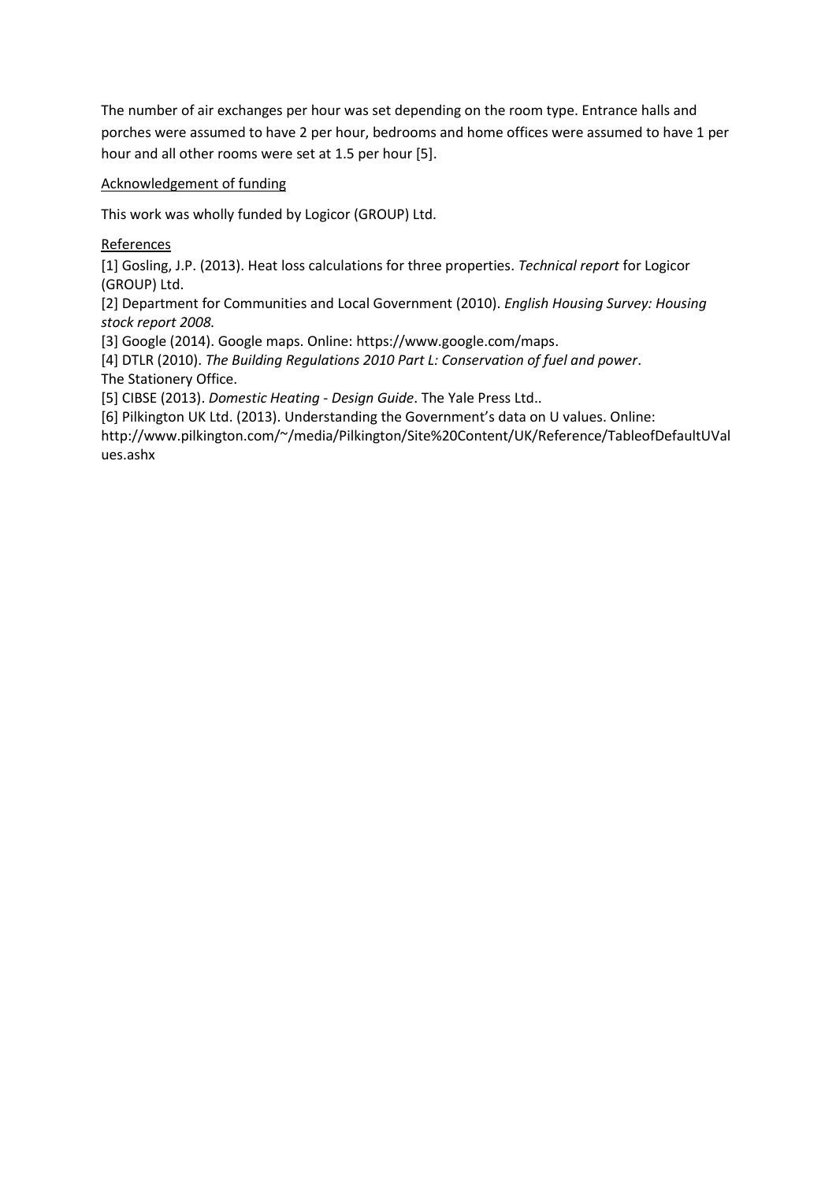The number of air exchanges per hour was set depending on the room type. Entrance halls and porches were assumed to have 2 per hour, bedrooms and home offices were assumed to have 1 per hour and all other rooms were set at 1.5 per hour [5].

## Acknowledgement of funding

This work was wholly funded by Logicor (GROUP) Ltd.

## References

[1] Gosling, J.P. (2013). Heat loss calculations for three properties. *Technical report* for Logicor (GROUP) Ltd.

[2] Department for Communities and Local Government (2010). *English Housing Survey: Housing stock report 2008.*

[3] Google (2014). Google maps. Online: https://www.google.com/maps.

[4] DTLR (2010). *The Building Regulations 2010 Part L: Conservation of fuel and power*. The Stationery Office.

[5] CIBSE (2013). *Domestic Heating - Design Guide*. The Yale Press Ltd..

[6] Pilkington UK Ltd. (2013). Understanding the Government's data on U values. Online: http://www.pilkington.com/~/media/Pilkington/Site%20Content/UK/Reference/TableofDefaultUValues.ashx